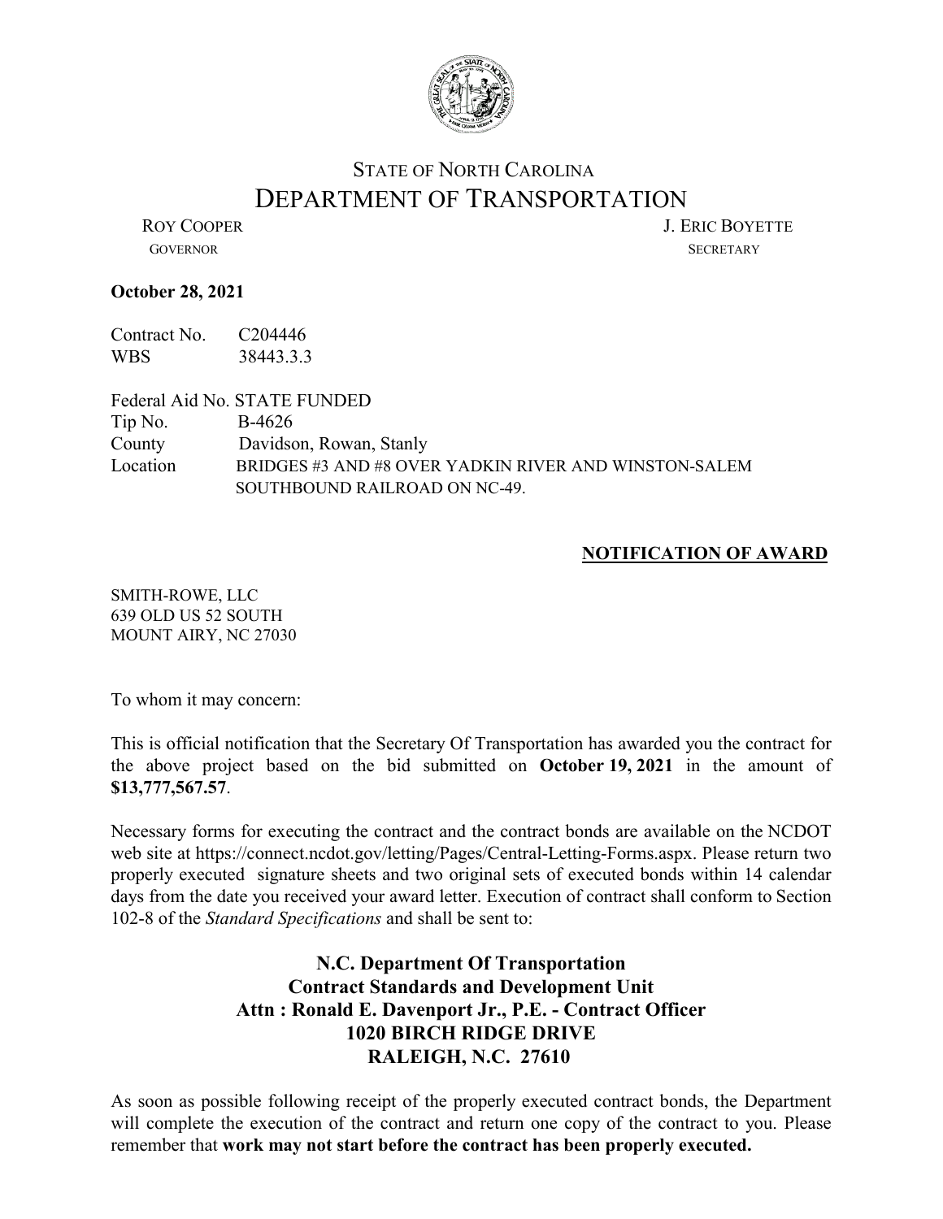# STATE OF NORTH CAROLINA
# DEPARTMENT OF TRANSPORTATION

ROY COOPER
GOVERNOR

J. ERIC BOYETTE
SECRETARY

**October 28, 2021**

Contract No. C204446
WBS 38443.3.3

Federal Aid No. STATE FUNDED
Tip No. B-4626
County Davidson, Rowan, Stanly
Location BRIDGES #3 AND #8 OVER YADKIN RIVER AND WINSTON-SALEM SOUTHBOUND RAILROAD ON NC-49.

**NOTIFICATION OF AWARD**

SMITH-ROWE, LLC
639 OLD US 52 SOUTH
MOUNT AIRY, NC 27030

To whom it may concern:

This is official notification that the Secretary Of Transportation has awarded you the contract for the above project based on the bid submitted on **October 19, 2021** in the amount of **$13,777,567.57**.

Necessary forms for executing the contract and the contract bonds are available on the NCDOT web site at https://connect.ncdot.gov/letting/Pages/Central-Letting-Forms.aspx. Please return two properly executed signature sheets and two original sets of executed bonds within 14 calendar days from the date you received your award letter. Execution of contract shall conform to Section 102-8 of the *Standard Specifications* and shall be sent to:

**N.C. Department Of Transportation**
**Contract Standards and Development Unit**
**Attn : Ronald E. Davenport Jr., P.E. - Contract Officer**
**1020 BIRCH RIDGE DRIVE**
**RALEIGH, N.C. 27610**

As soon as possible following receipt of the properly executed contract bonds, the Department will complete the execution of the contract and return one copy of the contract to you. Please remember that **work may not start before the contract has been properly executed.**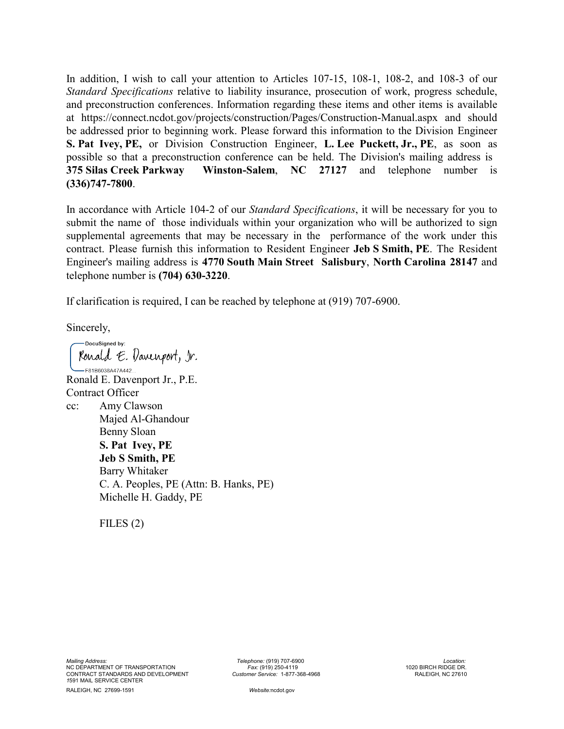In addition, I wish to call your attention to Articles 107-15, 108-1, 108-2, and 108-3 of our *Standard Specifications* relative to liability insurance, prosecution of work, progress schedule, and preconstruction conferences. Information regarding these items and other items is available at https://connect.ncdot.gov/projects/construction/Pages/Construction-Manual.aspx and should be addressed prior to beginning work. Please forward this information to the Division Engineer **S. Pat Ivey, PE,** or Division Construction Engineer, **L. Lee Puckett, Jr., PE**, as soon as possible so that a preconstruction conference can be held. The Division's mailing address is **375 Silas Creek Parkway Winston-Salem**, **NC 27127** and telephone number is **(336)747-7800**.

In accordance with Article 104-2 of our *Standard Specifications*, it will be necessary for you to submit the name of those individuals within your organization who will be authorized to sign supplemental agreements that may be necessary in the performance of the work under this contract. Please furnish this information to Resident Engineer **Jeb S Smith, PE**. The Resident Engineer's mailing address is **4770 South Main Street Salisbury**, **North Carolina 28147** and telephone number is **(704) 630-3220**.

If clarification is required, I can be reached by telephone at (919) 707-6900.

Sincerely,

DocuSigned by:
Ronald E. Davenport, Jr.
F81B6038A47A442...

Ronald E. Davenport Jr., P.E.
Contract Officer

cc: Amy Clawson
Majed Al-Ghandour
Benny Sloan
**S. Pat Ivey, PE**
**Jeb S Smith, PE**
Barry Whitaker
C. A. Peoples, PE (Attn: B. Hanks, PE)
Michelle H. Gaddy, PE

FILES (2)

*Mailing Address:*
NC DEPARTMENT OF TRANSPORTATION
CONTRACT STANDARDS AND DEVELOPMENT
1591 MAIL SERVICE CENTER
RALEIGH, NC 27699-1591

*Telephone:* (919) 707-6900
*Fax:* (919) 250-4119
*Customer Service:* 1-877-368-4968
*Website:*ncdot.gov

*Location:*
1020 BIRCH RIDGE DR.
RALEIGH, NC 27610